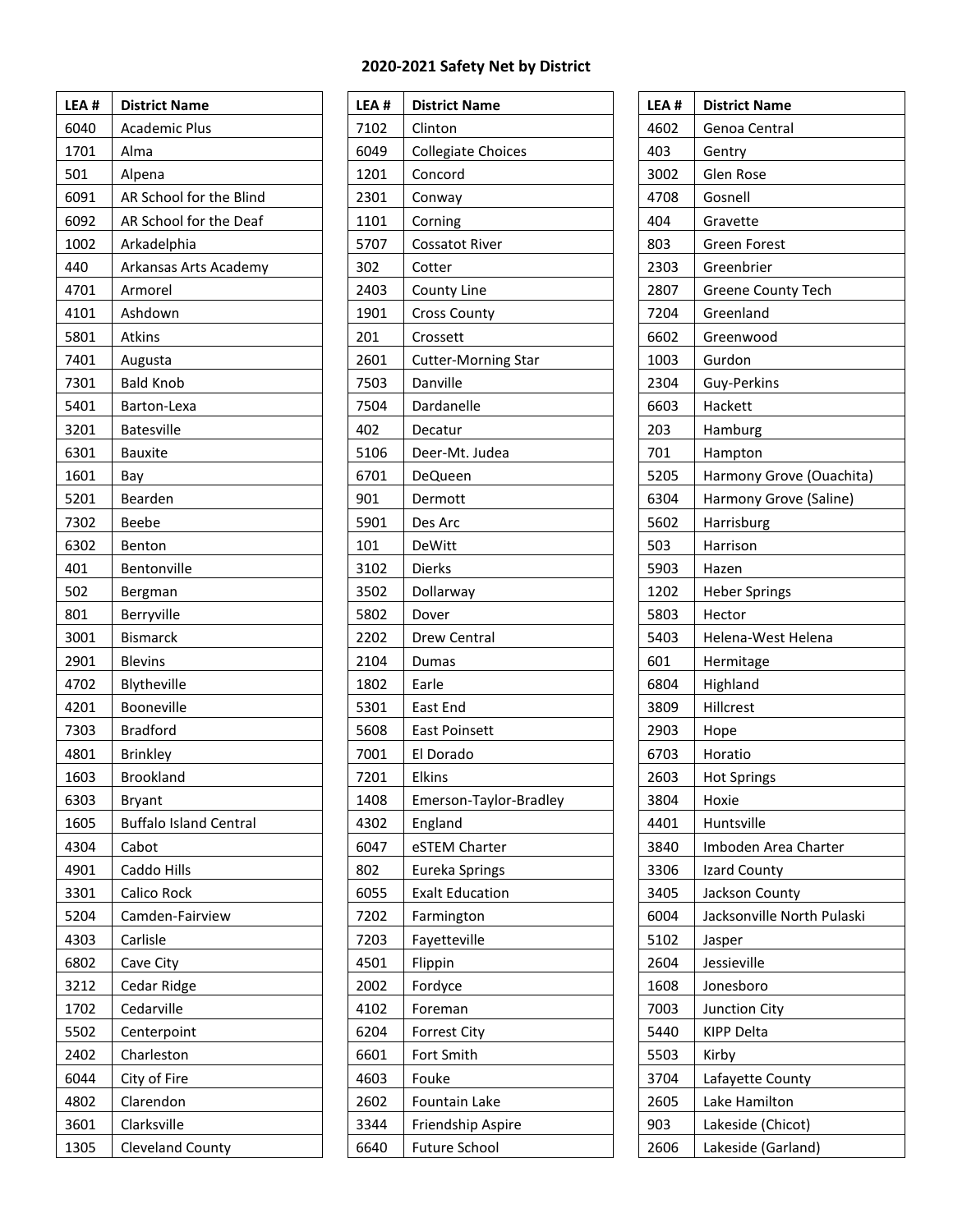## 2020-2021 Safety Net by District

| LEA # | District Name |
|---|---|
| 6040 | Academic Plus |
| 1701 | Alma |
| 501 | Alpena |
| 6091 | AR School for the Blind |
| 6092 | AR School for the Deaf |
| 1002 | Arkadelphia |
| 440 | Arkansas Arts Academy |
| 4701 | Armorel |
| 4101 | Ashdown |
| 5801 | Atkins |
| 7401 | Augusta |
| 7301 | Bald Knob |
| 5401 | Barton-Lexa |
| 3201 | Batesville |
| 6301 | Bauxite |
| 1601 | Bay |
| 5201 | Bearden |
| 7302 | Beebe |
| 6302 | Benton |
| 401 | Bentonville |
| 502 | Bergman |
| 801 | Berryville |
| 3001 | Bismarck |
| 2901 | Blevins |
| 4702 | Blytheville |
| 4201 | Booneville |
| 7303 | Bradford |
| 4801 | Brinkley |
| 1603 | Brookland |
| 6303 | Bryant |
| 1605 | Buffalo Island Central |
| 4304 | Cabot |
| 4901 | Caddo Hills |
| 3301 | Calico Rock |
| 5204 | Camden-Fairview |
| 4303 | Carlisle |
| 6802 | Cave City |
| 3212 | Cedar Ridge |
| 1702 | Cedarville |
| 5502 | Centerpoint |
| 2402 | Charleston |
| 6044 | City of Fire |
| 4802 | Clarendon |
| 3601 | Clarksville |
| 1305 | Cleveland County |
| 7102 | Clinton |
| 6049 | Collegiate Choices |
| 1201 | Concord |
| 2301 | Conway |
| 1101 | Corning |
| 5707 | Cossatot River |
| 302 | Cotter |
| 2403 | County Line |
| 1901 | Cross County |
| 201 | Crossett |
| 2601 | Cutter-Morning Star |
| 7503 | Danville |
| 7504 | Dardanelle |
| 402 | Decatur |
| 5106 | Deer-Mt. Judea |
| 6701 | DeQueen |
| 901 | Dermott |
| 5901 | Des Arc |
| 101 | DeWitt |
| 3102 | Dierks |
| 3502 | Dollarway |
| 5802 | Dover |
| 2202 | Drew Central |
| 2104 | Dumas |
| 1802 | Earle |
| 5301 | East End |
| 5608 | East Poinsett |
| 7001 | El Dorado |
| 7201 | Elkins |
| 1408 | Emerson-Taylor-Bradley |
| 4302 | England |
| 6047 | eSTEM Charter |
| 802 | Eureka Springs |
| 6055 | Exalt Education |
| 7202 | Farmington |
| 7203 | Fayetteville |
| 4501 | Flippin |
| 2002 | Fordyce |
| 4102 | Foreman |
| 6204 | Forrest City |
| 6601 | Fort Smith |
| 4603 | Fouke |
| 2602 | Fountain Lake |
| 3344 | Friendship Aspire |
| 6640 | Future School |
| 4602 | Genoa Central |
| 403 | Gentry |
| 3002 | Glen Rose |
| 4708 | Gosnell |
| 404 | Gravette |
| 803 | Green Forest |
| 2303 | Greenbrier |
| 2807 | Greene County Tech |
| 7204 | Greenland |
| 6602 | Greenwood |
| 1003 | Gurdon |
| 2304 | Guy-Perkins |
| 6603 | Hackett |
| 203 | Hamburg |
| 701 | Hampton |
| 5205 | Harmony Grove (Ouachita) |
| 6304 | Harmony Grove (Saline) |
| 5602 | Harrisburg |
| 503 | Harrison |
| 5903 | Hazen |
| 1202 | Heber Springs |
| 5803 | Hector |
| 5403 | Helena-West Helena |
| 601 | Hermitage |
| 6804 | Highland |
| 3809 | Hillcrest |
| 2903 | Hope |
| 6703 | Horatio |
| 2603 | Hot Springs |
| 3804 | Hoxie |
| 4401 | Huntsville |
| 3840 | Imboden Area Charter |
| 3306 | Izard County |
| 3405 | Jackson County |
| 6004 | Jacksonville North Pulaski |
| 5102 | Jasper |
| 2604 | Jessieville |
| 1608 | Jonesboro |
| 7003 | Junction City |
| 5440 | KIPP Delta |
| 5503 | Kirby |
| 3704 | Lafayette County |
| 2605 | Lake Hamilton |
| 903 | Lakeside (Chicot) |
| 2606 | Lakeside (Garland) |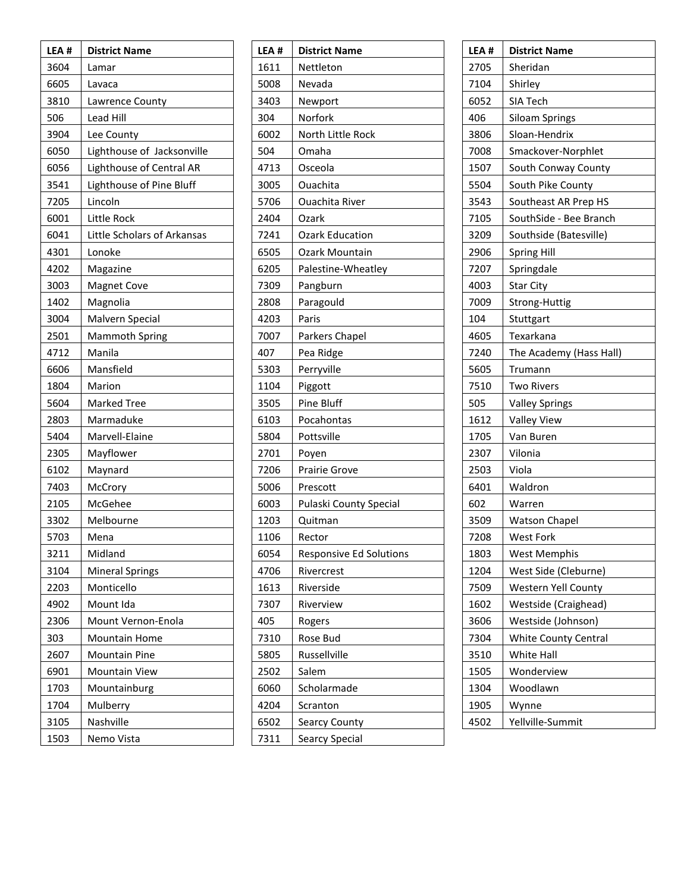| LEA # | District Name |
|---|---|
| 3604 | Lamar |
| 6605 | Lavaca |
| 3810 | Lawrence County |
| 506 | Lead Hill |
| 3904 | Lee County |
| 6050 | Lighthouse of Jacksonville |
| 6056 | Lighthouse of Central AR |
| 3541 | Lighthouse of Pine Bluff |
| 7205 | Lincoln |
| 6001 | Little Rock |
| 6041 | Little Scholars of Arkansas |
| 4301 | Lonoke |
| 4202 | Magazine |
| 3003 | Magnet Cove |
| 1402 | Magnolia |
| 3004 | Malvern Special |
| 2501 | Mammoth Spring |
| 4712 | Manila |
| 6606 | Mansfield |
| 1804 | Marion |
| 5604 | Marked Tree |
| 2803 | Marmaduke |
| 5404 | Marvell-Elaine |
| 2305 | Mayflower |
| 6102 | Maynard |
| 7403 | McCrory |
| 2105 | McGehee |
| 3302 | Melbourne |
| 5703 | Mena |
| 3211 | Midland |
| 3104 | Mineral Springs |
| 2203 | Monticello |
| 4902 | Mount Ida |
| 2306 | Mount Vernon-Enola |
| 303 | Mountain Home |
| 2607 | Mountain Pine |
| 6901 | Mountain View |
| 1703 | Mountainburg |
| 1704 | Mulberry |
| 3105 | Nashville |
| 1503 | Nemo Vista |

| LEA # | District Name |
|---|---|
| 1611 | Nettleton |
| 5008 | Nevada |
| 3403 | Newport |
| 304 | Norfork |
| 6002 | North Little Rock |
| 504 | Omaha |
| 4713 | Osceola |
| 3005 | Ouachita |
| 5706 | Ouachita River |
| 2404 | Ozark |
| 7241 | Ozark Education |
| 6505 | Ozark Mountain |
| 6205 | Palestine-Wheatley |
| 7309 | Pangburn |
| 2808 | Paragould |
| 4203 | Paris |
| 7007 | Parkers Chapel |
| 407 | Pea Ridge |
| 5303 | Perryville |
| 1104 | Piggott |
| 3505 | Pine Bluff |
| 6103 | Pocahontas |
| 5804 | Pottsville |
| 2701 | Poyen |
| 7206 | Prairie Grove |
| 5006 | Prescott |
| 6003 | Pulaski County Special |
| 1203 | Quitman |
| 1106 | Rector |
| 6054 | Responsive Ed Solutions |
| 4706 | Rivercrest |
| 1613 | Riverside |
| 7307 | Riverview |
| 405 | Rogers |
| 7310 | Rose Bud |
| 5805 | Russellville |
| 2502 | Salem |
| 6060 | Scholarmade |
| 4204 | Scranton |
| 6502 | Searcy County |
| 7311 | Searcy Special |

| LEA # | District Name |
|---|---|
| 2705 | Sheridan |
| 7104 | Shirley |
| 6052 | SIA Tech |
| 406 | Siloam Springs |
| 3806 | Sloan-Hendrix |
| 7008 | Smackover-Norphlet |
| 1507 | South Conway County |
| 5504 | South Pike County |
| 3543 | Southeast AR Prep HS |
| 7105 | SouthSide - Bee Branch |
| 3209 | Southside (Batesville) |
| 2906 | Spring Hill |
| 7207 | Springdale |
| 4003 | Star City |
| 7009 | Strong-Huttig |
| 104 | Stuttgart |
| 4605 | Texarkana |
| 7240 | The Academy (Hass Hall) |
| 5605 | Trumann |
| 7510 | Two Rivers |
| 505 | Valley Springs |
| 1612 | Valley View |
| 1705 | Van Buren |
| 2307 | Vilonia |
| 2503 | Viola |
| 6401 | Waldron |
| 602 | Warren |
| 3509 | Watson Chapel |
| 7208 | West Fork |
| 1803 | West Memphis |
| 1204 | West Side (Cleburne) |
| 7509 | Western Yell County |
| 1602 | Westside (Craighead) |
| 3606 | Westside (Johnson) |
| 7304 | White County Central |
| 3510 | White Hall |
| 1505 | Wonderview |
| 1304 | Woodlawn |
| 1905 | Wynne |
| 4502 | Yellville-Summit |